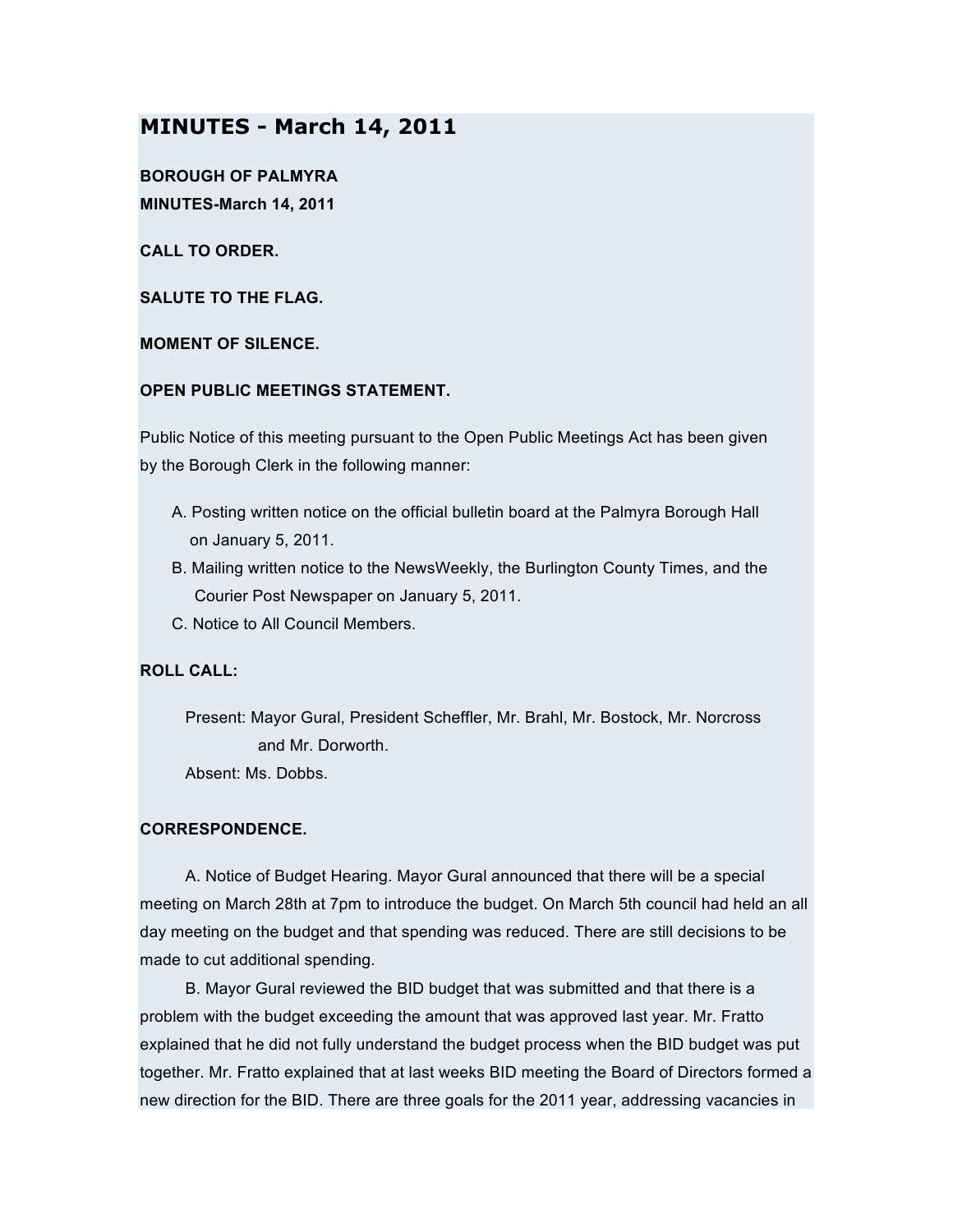## MINUTES - March 14, 2011

**BOROUGH OF PALMYRA**
**MINUTES-March 14, 2011**

**CALL TO ORDER.**

**SALUTE TO THE FLAG.**

**MOMENT OF SILENCE.**

**OPEN PUBLIC MEETINGS STATEMENT.**

Public Notice of this meeting pursuant to the Open Public Meetings Act has been given by the Borough Clerk in the following manner:

A. Posting written notice on the official bulletin board at the Palmyra Borough Hall on January 5, 2011.
B. Mailing written notice to the NewsWeekly, the Burlington County Times, and the Courier Post Newspaper on January 5, 2011.
C. Notice to All Council Members.

**ROLL CALL:**

Present: Mayor Gural, President Scheffler, Mr. Brahl, Mr. Bostock, Mr. Norcross and Mr. Dorworth.
Absent: Ms. Dobbs.

**CORRESPONDENCE.**

A. Notice of Budget Hearing. Mayor Gural announced that there will be a special meeting on March 28th at 7pm to introduce the budget. On March 5th council had held an all day meeting on the budget and that spending was reduced. There are still decisions to be made to cut additional spending.

B. Mayor Gural reviewed the BID budget that was submitted and that there is a problem with the budget exceeding the amount that was approved last year. Mr. Fratto explained that he did not fully understand the budget process when the BID budget was put together. Mr. Fratto explained that at last weeks BID meeting the Board of Directors formed a new direction for the BID. There are three goals for the 2011 year, addressing vacancies in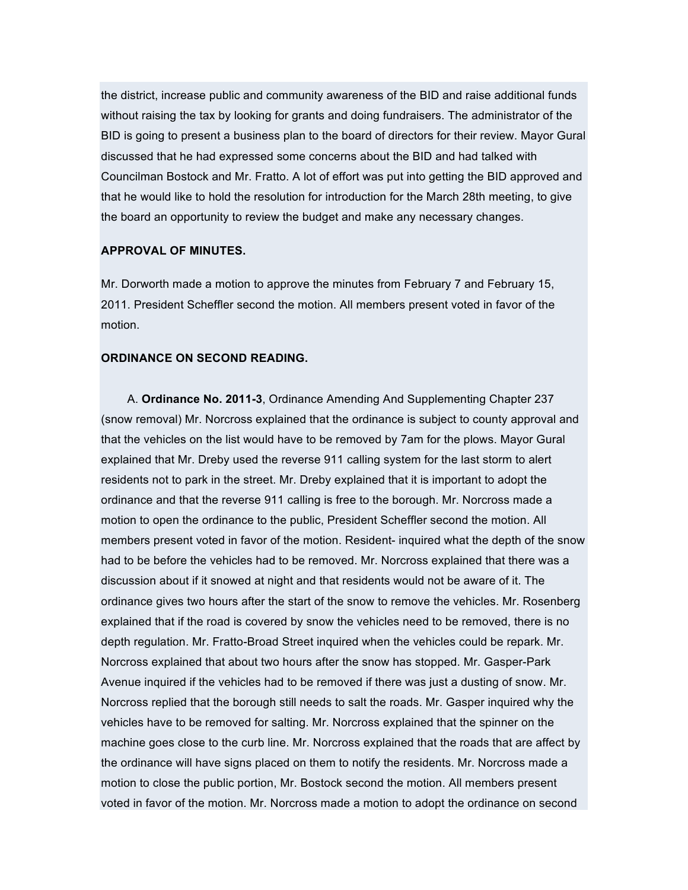the district, increase public and community awareness of the BID and raise additional funds without raising the tax by looking for grants and doing fundraisers. The administrator of the BID is going to present a business plan to the board of directors for their review. Mayor Gural discussed that he had expressed some concerns about the BID and had talked with Councilman Bostock and Mr. Fratto. A lot of effort was put into getting the BID approved and that he would like to hold the resolution for introduction for the March 28th meeting, to give the board an opportunity to review the budget and make any necessary changes.

**APPROVAL OF MINUTES.**

Mr. Dorworth made a motion to approve the minutes from February 7 and February 15, 2011. President Scheffler second the motion. All members present voted in favor of the motion.

**ORDINANCE ON SECOND READING.**

A. **Ordinance No. 2011-3**, Ordinance Amending And Supplementing Chapter 237 (snow removal) Mr. Norcross explained that the ordinance is subject to county approval and that the vehicles on the list would have to be removed by 7am for the plows. Mayor Gural explained that Mr. Dreby used the reverse 911 calling system for the last storm to alert residents not to park in the street. Mr. Dreby explained that it is important to adopt the ordinance and that the reverse 911 calling is free to the borough. Mr. Norcross made a motion to open the ordinance to the public, President Scheffler second the motion. All members present voted in favor of the motion. Resident- inquired what the depth of the snow had to be before the vehicles had to be removed. Mr. Norcross explained that there was a discussion about if it snowed at night and that residents would not be aware of it. The ordinance gives two hours after the start of the snow to remove the vehicles. Mr. Rosenberg explained that if the road is covered by snow the vehicles need to be removed, there is no depth regulation. Mr. Fratto-Broad Street inquired when the vehicles could be repark. Mr. Norcross explained that about two hours after the snow has stopped. Mr. Gasper-Park Avenue inquired if the vehicles had to be removed if there was just a dusting of snow. Mr. Norcross replied that the borough still needs to salt the roads. Mr. Gasper inquired why the vehicles have to be removed for salting. Mr. Norcross explained that the spinner on the machine goes close to the curb line. Mr. Norcross explained that the roads that are affect by the ordinance will have signs placed on them to notify the residents. Mr. Norcross made a motion to close the public portion, Mr. Bostock second the motion. All members present voted in favor of the motion. Mr. Norcross made a motion to adopt the ordinance on second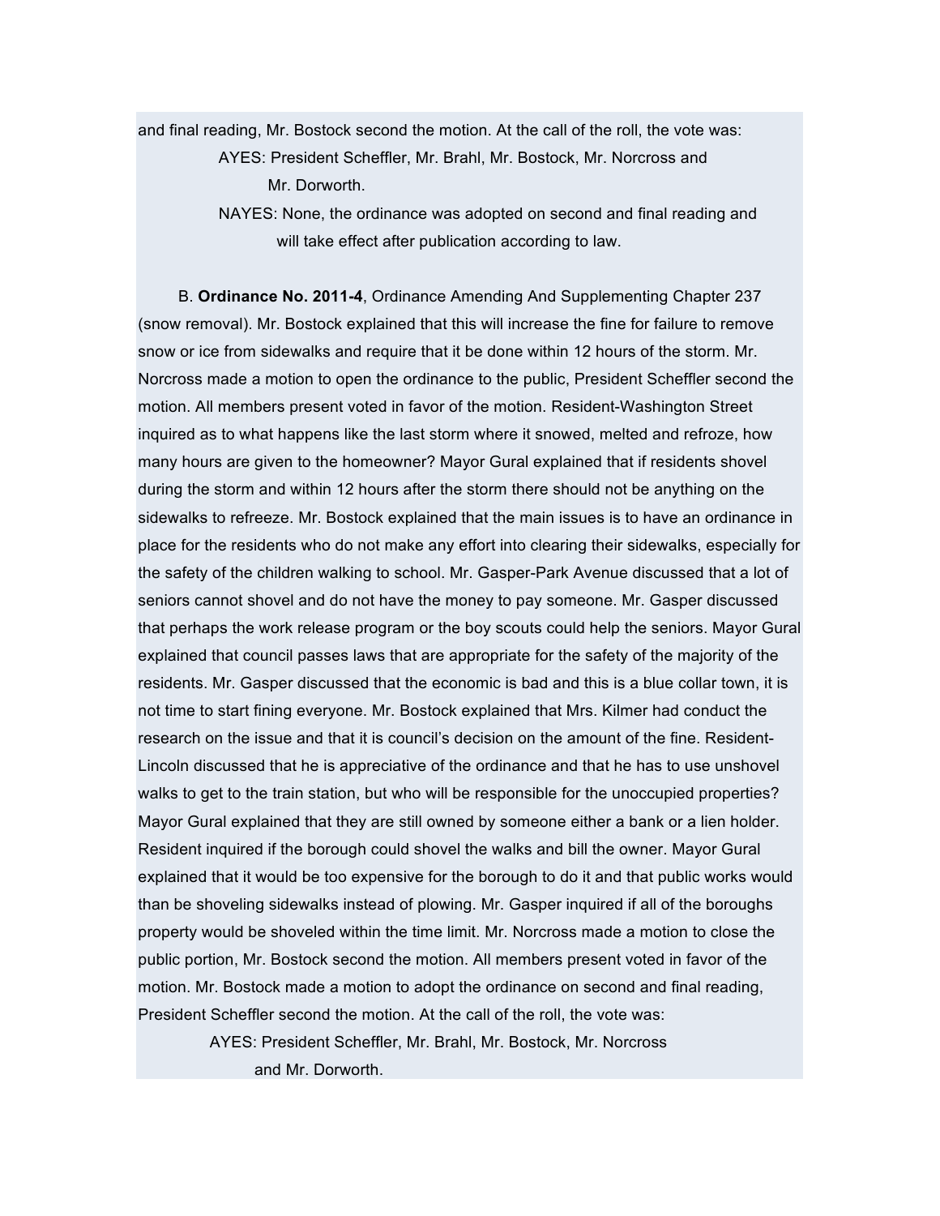and final reading, Mr. Bostock second the motion. At the call of the roll, the vote was:

AYES: President Scheffler, Mr. Brahl, Mr. Bostock, Mr. Norcross and Mr. Dorworth.

NAYES: None, the ordinance was adopted on second and final reading and will take effect after publication according to law.

B. **Ordinance No. 2011-4**, Ordinance Amending And Supplementing Chapter 237 (snow removal). Mr. Bostock explained that this will increase the fine for failure to remove snow or ice from sidewalks and require that it be done within 12 hours of the storm. Mr. Norcross made a motion to open the ordinance to the public, President Scheffler second the motion. All members present voted in favor of the motion. Resident-Washington Street inquired as to what happens like the last storm where it snowed, melted and refroze, how many hours are given to the homeowner? Mayor Gural explained that if residents shovel during the storm and within 12 hours after the storm there should not be anything on the sidewalks to refreeze. Mr. Bostock explained that the main issues is to have an ordinance in place for the residents who do not make any effort into clearing their sidewalks, especially for the safety of the children walking to school. Mr. Gasper-Park Avenue discussed that a lot of seniors cannot shovel and do not have the money to pay someone. Mr. Gasper discussed that perhaps the work release program or the boy scouts could help the seniors. Mayor Gural explained that council passes laws that are appropriate for the safety of the majority of the residents. Mr. Gasper discussed that the economic is bad and this is a blue collar town, it is not time to start fining everyone. Mr. Bostock explained that Mrs. Kilmer had conduct the research on the issue and that it is council's decision on the amount of the fine. Resident-Lincoln discussed that he is appreciative of the ordinance and that he has to use unshovel walks to get to the train station, but who will be responsible for the unoccupied properties? Mayor Gural explained that they are still owned by someone either a bank or a lien holder. Resident inquired if the borough could shovel the walks and bill the owner. Mayor Gural explained that it would be too expensive for the borough to do it and that public works would than be shoveling sidewalks instead of plowing. Mr. Gasper inquired if all of the boroughs property would be shoveled within the time limit. Mr. Norcross made a motion to close the public portion, Mr. Bostock second the motion. All members present voted in favor of the motion. Mr. Bostock made a motion to adopt the ordinance on second and final reading, President Scheffler second the motion. At the call of the roll, the vote was:

AYES: President Scheffler, Mr. Brahl, Mr. Bostock, Mr. Norcross and Mr. Dorworth.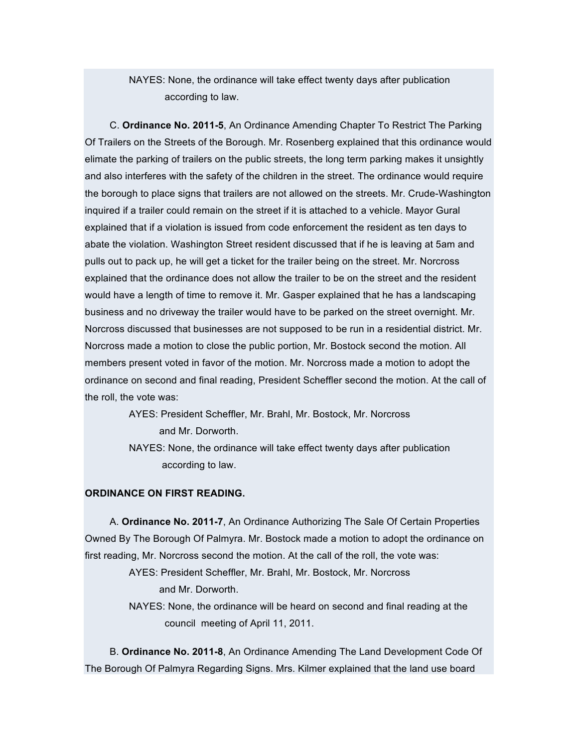NAYES: None, the ordinance will take effect twenty days after publication according to law.

C. **Ordinance No. 2011-5**, An Ordinance Amending Chapter To Restrict The Parking Of Trailers on the Streets of the Borough. Mr. Rosenberg explained that this ordinance would elimate the parking of trailers on the public streets, the long term parking makes it unsightly and also interferes with the safety of the children in the street. The ordinance would require the borough to place signs that trailers are not allowed on the streets. Mr. Crude-Washington inquired if a trailer could remain on the street if it is attached to a vehicle. Mayor Gural explained that if a violation is issued from code enforcement the resident as ten days to abate the violation. Washington Street resident discussed that if he is leaving at 5am and pulls out to pack up, he will get a ticket for the trailer being on the street. Mr. Norcross explained that the ordinance does not allow the trailer to be on the street and the resident would have a length of time to remove it. Mr. Gasper explained that he has a landscaping business and no driveway the trailer would have to be parked on the street overnight. Mr. Norcross discussed that businesses are not supposed to be run in a residential district. Mr. Norcross made a motion to close the public portion, Mr. Bostock second the motion. All members present voted in favor of the motion. Mr. Norcross made a motion to adopt the ordinance on second and final reading, President Scheffler second the motion. At the call of the roll, the vote was:

AYES: President Scheffler, Mr. Brahl, Mr. Bostock, Mr. Norcross and Mr. Dorworth.

NAYES: None, the ordinance will take effect twenty days after publication according to law.

**ORDINANCE ON FIRST READING.**

A. **Ordinance No. 2011-7**, An Ordinance Authorizing The Sale Of Certain Properties Owned By The Borough Of Palmyra. Mr. Bostock made a motion to adopt the ordinance on first reading, Mr. Norcross second the motion. At the call of the roll, the vote was:

AYES: President Scheffler, Mr. Brahl, Mr. Bostock, Mr. Norcross and Mr. Dorworth.

NAYES: None, the ordinance will be heard on second and final reading at the council meeting of April 11, 2011.

B. **Ordinance No. 2011-8**, An Ordinance Amending The Land Development Code Of The Borough Of Palmyra Regarding Signs. Mrs. Kilmer explained that the land use board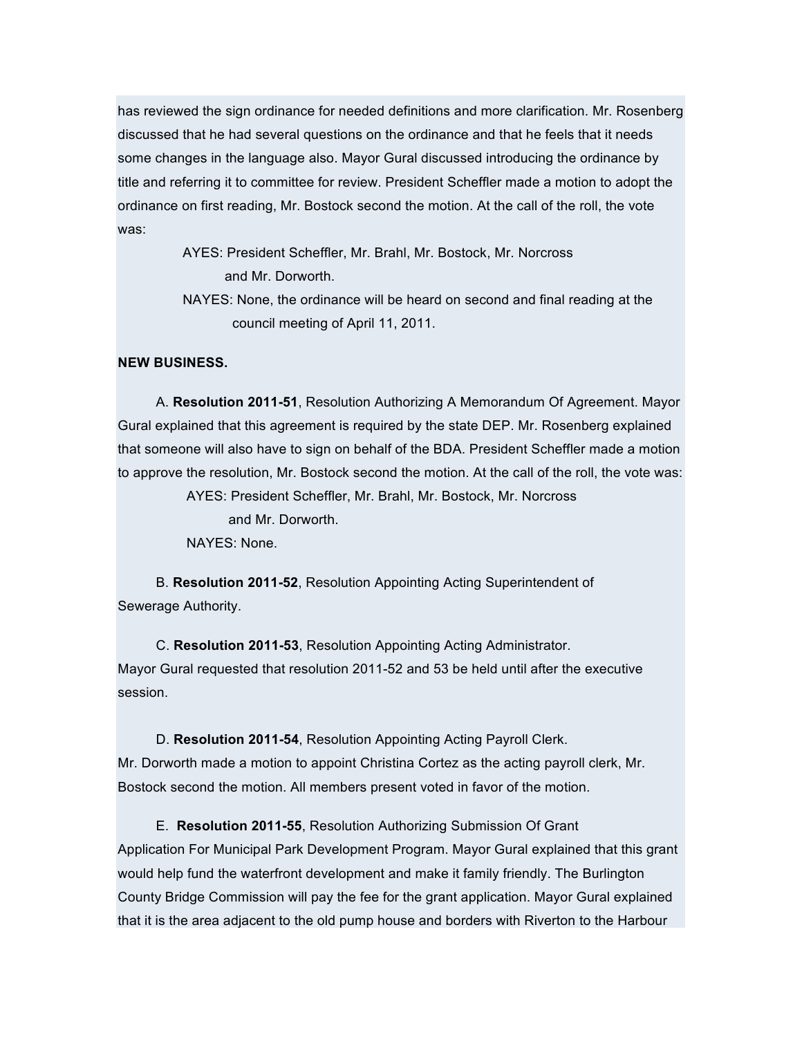has reviewed the sign ordinance for needed definitions and more clarification. Mr. Rosenberg discussed that he had several questions on the ordinance and that he feels that it needs some changes in the language also. Mayor Gural discussed introducing the ordinance by title and referring it to committee for review. President Scheffler made a motion to adopt the ordinance on first reading, Mr. Bostock second the motion. At the call of the roll, the vote was:

AYES: President Scheffler, Mr. Brahl, Mr. Bostock, Mr. Norcross and Mr. Dorworth.

NAYES: None, the ordinance will be heard on second and final reading at the council meeting of April 11, 2011.

**NEW BUSINESS.**

A. **Resolution 2011-51**, Resolution Authorizing A Memorandum Of Agreement. Mayor Gural explained that this agreement is required by the state DEP. Mr. Rosenberg explained that someone will also have to sign on behalf of the BDA. President Scheffler made a motion to approve the resolution, Mr. Bostock second the motion. At the call of the roll, the vote was:

AYES: President Scheffler, Mr. Brahl, Mr. Bostock, Mr. Norcross and Mr. Dorworth.

NAYES: None.

B. **Resolution 2011-52**, Resolution Appointing Acting Superintendent of Sewerage Authority.

C. **Resolution 2011-53**, Resolution Appointing Acting Administrator. Mayor Gural requested that resolution 2011-52 and 53 be held until after the executive session.

D. **Resolution 2011-54**, Resolution Appointing Acting Payroll Clerk. Mr. Dorworth made a motion to appoint Christina Cortez as the acting payroll clerk, Mr. Bostock second the motion. All members present voted in favor of the motion.

E. **Resolution 2011-55**, Resolution Authorizing Submission Of Grant Application For Municipal Park Development Program. Mayor Gural explained that this grant would help fund the waterfront development and make it family friendly. The Burlington County Bridge Commission will pay the fee for the grant application. Mayor Gural explained that it is the area adjacent to the old pump house and borders with Riverton to the Harbour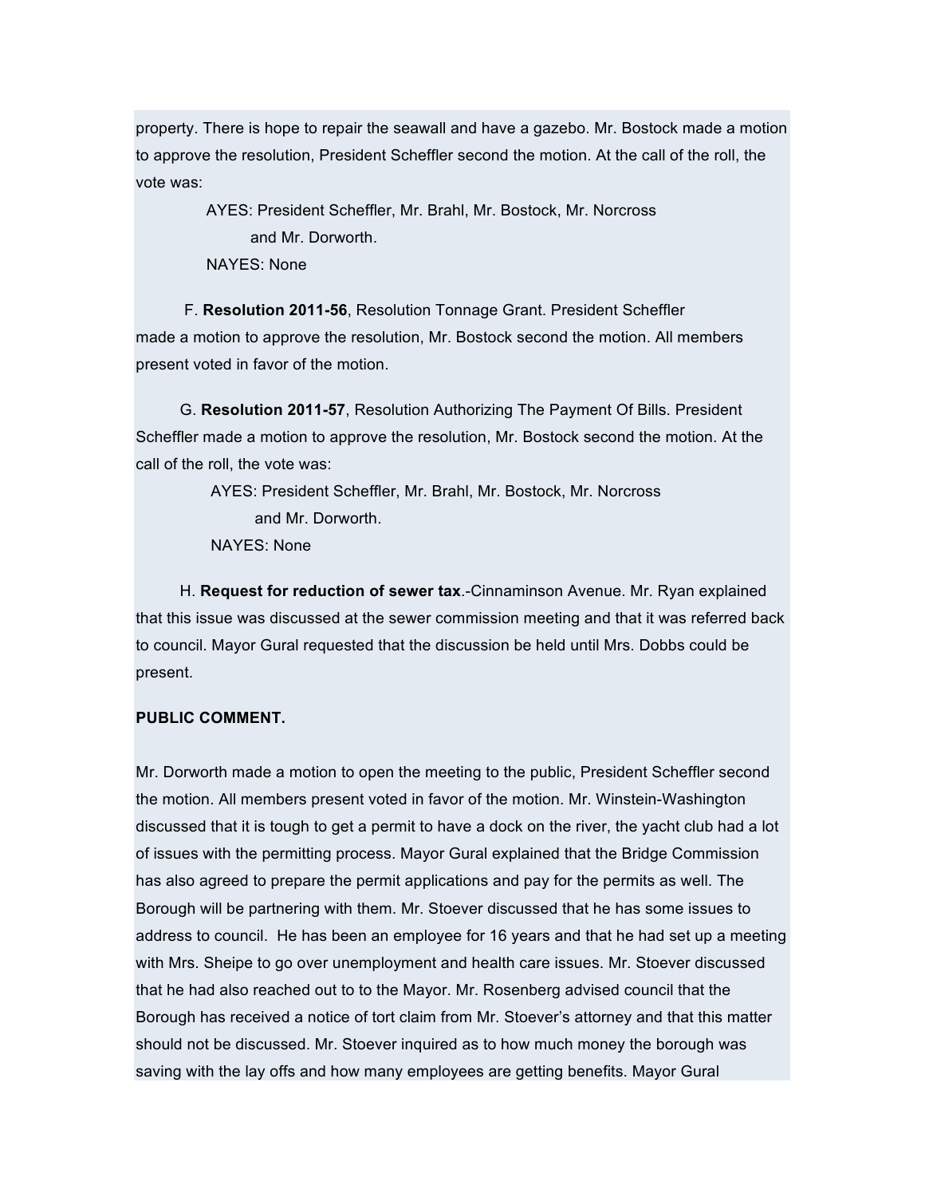property. There is hope to repair the seawall and have a gazebo. Mr. Bostock made a motion to approve the resolution, President Scheffler second the motion. At the call of the roll, the vote was:

AYES: President Scheffler, Mr. Brahl, Mr. Bostock, Mr. Norcross and Mr. Dorworth.
NAYES: None

F. **Resolution 2011-56**, Resolution Tonnage Grant. President Scheffler made a motion to approve the resolution, Mr. Bostock second the motion. All members present voted in favor of the motion.

G. **Resolution 2011-57**, Resolution Authorizing The Payment Of Bills. President Scheffler made a motion to approve the resolution, Mr. Bostock second the motion. At the call of the roll, the vote was:

AYES: President Scheffler, Mr. Brahl, Mr. Bostock, Mr. Norcross and Mr. Dorworth.
NAYES: None

H. **Request for reduction of sewer tax**.-Cinnaminson Avenue. Mr. Ryan explained that this issue was discussed at the sewer commission meeting and that it was referred back to council. Mayor Gural requested that the discussion be held until Mrs. Dobbs could be present.

**PUBLIC COMMENT.**

Mr. Dorworth made a motion to open the meeting to the public, President Scheffler second the motion. All members present voted in favor of the motion. Mr. Winstein-Washington discussed that it is tough to get a permit to have a dock on the river, the yacht club had a lot of issues with the permitting process. Mayor Gural explained that the Bridge Commission has also agreed to prepare the permit applications and pay for the permits as well. The Borough will be partnering with them. Mr. Stoever discussed that he has some issues to address to council. He has been an employee for 16 years and that he had set up a meeting with Mrs. Sheipe to go over unemployment and health care issues. Mr. Stoever discussed that he had also reached out to to the Mayor. Mr. Rosenberg advised council that the Borough has received a notice of tort claim from Mr. Stoever's attorney and that this matter should not be discussed. Mr. Stoever inquired as to how much money the borough was saving with the lay offs and how many employees are getting benefits. Mayor Gural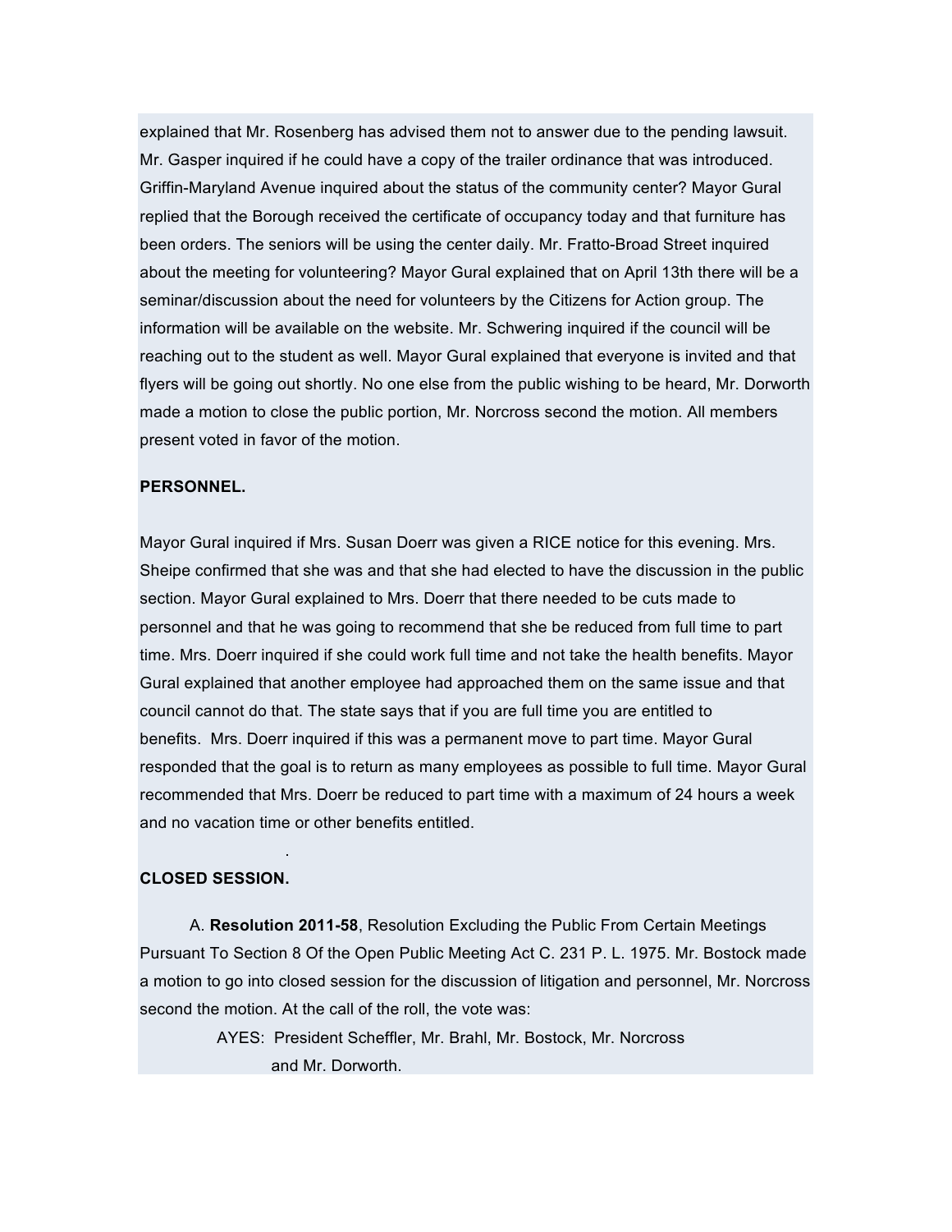explained that Mr. Rosenberg has advised them not to answer due to the pending lawsuit. Mr. Gasper inquired if he could have a copy of the trailer ordinance that was introduced. Griffin-Maryland Avenue inquired about the status of the community center? Mayor Gural replied that the Borough received the certificate of occupancy today and that furniture has been orders. The seniors will be using the center daily. Mr. Fratto-Broad Street inquired about the meeting for volunteering? Mayor Gural explained that on April 13th there will be a seminar/discussion about the need for volunteers by the Citizens for Action group. The information will be available on the website. Mr. Schwering inquired if the council will be reaching out to the student as well. Mayor Gural explained that everyone is invited and that flyers will be going out shortly. No one else from the public wishing to be heard, Mr. Dorworth made a motion to close the public portion, Mr. Norcross second the motion. All members present voted in favor of the motion.

**PERSONNEL.**

Mayor Gural inquired if Mrs. Susan Doerr was given a RICE notice for this evening. Mrs. Sheipe confirmed that she was and that she had elected to have the discussion in the public section. Mayor Gural explained to Mrs. Doerr that there needed to be cuts made to personnel and that he was going to recommend that she be reduced from full time to part time. Mrs. Doerr inquired if she could work full time and not take the health benefits. Mayor Gural explained that another employee had approached them on the same issue and that council cannot do that. The state says that if you are full time you are entitled to benefits. Mrs. Doerr inquired if this was a permanent move to part time. Mayor Gural responded that the goal is to return as many employees as possible to full time. Mayor Gural recommended that Mrs. Doerr be reduced to part time with a maximum of 24 hours a week and no vacation time or other benefits entitled.

.

**CLOSED SESSION.**

A. **Resolution 2011-58**, Resolution Excluding the Public From Certain Meetings Pursuant To Section 8 Of the Open Public Meeting Act C. 231 P. L. 1975. Mr. Bostock made a motion to go into closed session for the discussion of litigation and personnel, Mr. Norcross second the motion. At the call of the roll, the vote was:

AYES: President Scheffler, Mr. Brahl, Mr. Bostock, Mr. Norcross and Mr. Dorworth.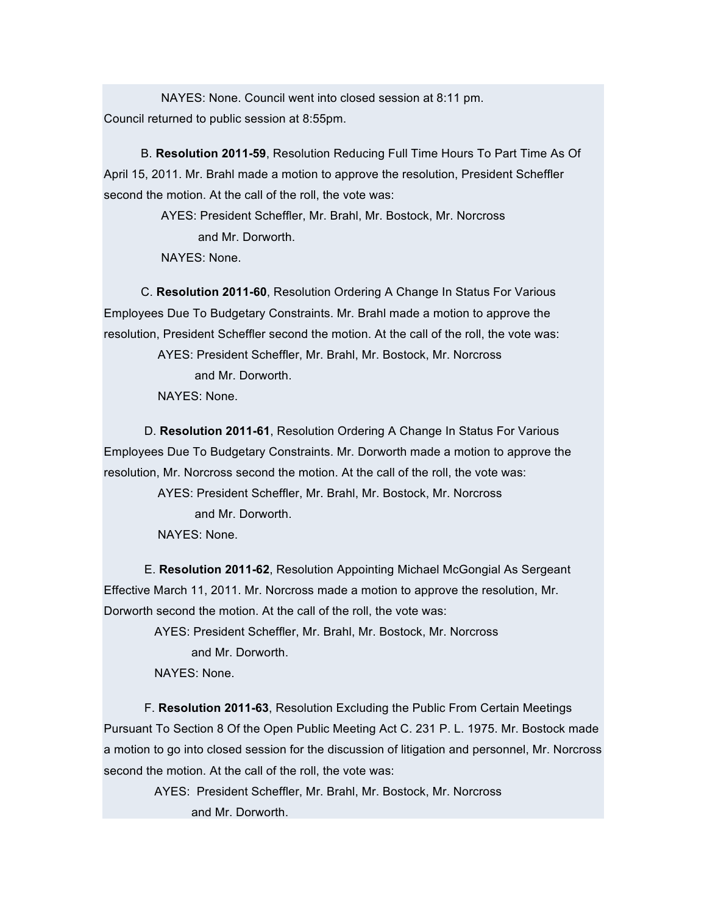NAYES: None. Council went into closed session at 8:11 pm.
Council returned to public session at 8:55pm.

B. **Resolution 2011-59**, Resolution Reducing Full Time Hours To Part Time As Of April 15, 2011. Mr. Brahl made a motion to approve the resolution, President Scheffler second the motion. At the call of the roll, the vote was:

AYES: President Scheffler, Mr. Brahl, Mr. Bostock, Mr. Norcross and Mr. Dorworth.
NAYES: None.

C. **Resolution 2011-60**, Resolution Ordering A Change In Status For Various Employees Due To Budgetary Constraints. Mr. Brahl made a motion to approve the resolution, President Scheffler second the motion. At the call of the roll, the vote was:

AYES: President Scheffler, Mr. Brahl, Mr. Bostock, Mr. Norcross and Mr. Dorworth.
NAYES: None.

D. **Resolution 2011-61**, Resolution Ordering A Change In Status For Various Employees Due To Budgetary Constraints. Mr. Dorworth made a motion to approve the resolution, Mr. Norcross second the motion. At the call of the roll, the vote was:

AYES: President Scheffler, Mr. Brahl, Mr. Bostock, Mr. Norcross and Mr. Dorworth.
NAYES: None.

E. **Resolution 2011-62**, Resolution Appointing Michael McGongial As Sergeant Effective March 11, 2011. Mr. Norcross made a motion to approve the resolution, Mr. Dorworth second the motion. At the call of the roll, the vote was:

AYES: President Scheffler, Mr. Brahl, Mr. Bostock, Mr. Norcross and Mr. Dorworth.
NAYES: None.

F. **Resolution 2011-63**, Resolution Excluding the Public From Certain Meetings Pursuant To Section 8 Of the Open Public Meeting Act C. 231 P. L. 1975. Mr. Bostock made a motion to go into closed session for the discussion of litigation and personnel, Mr. Norcross second the motion. At the call of the roll, the vote was:

AYES: President Scheffler, Mr. Brahl, Mr. Bostock, Mr. Norcross and Mr. Dorworth.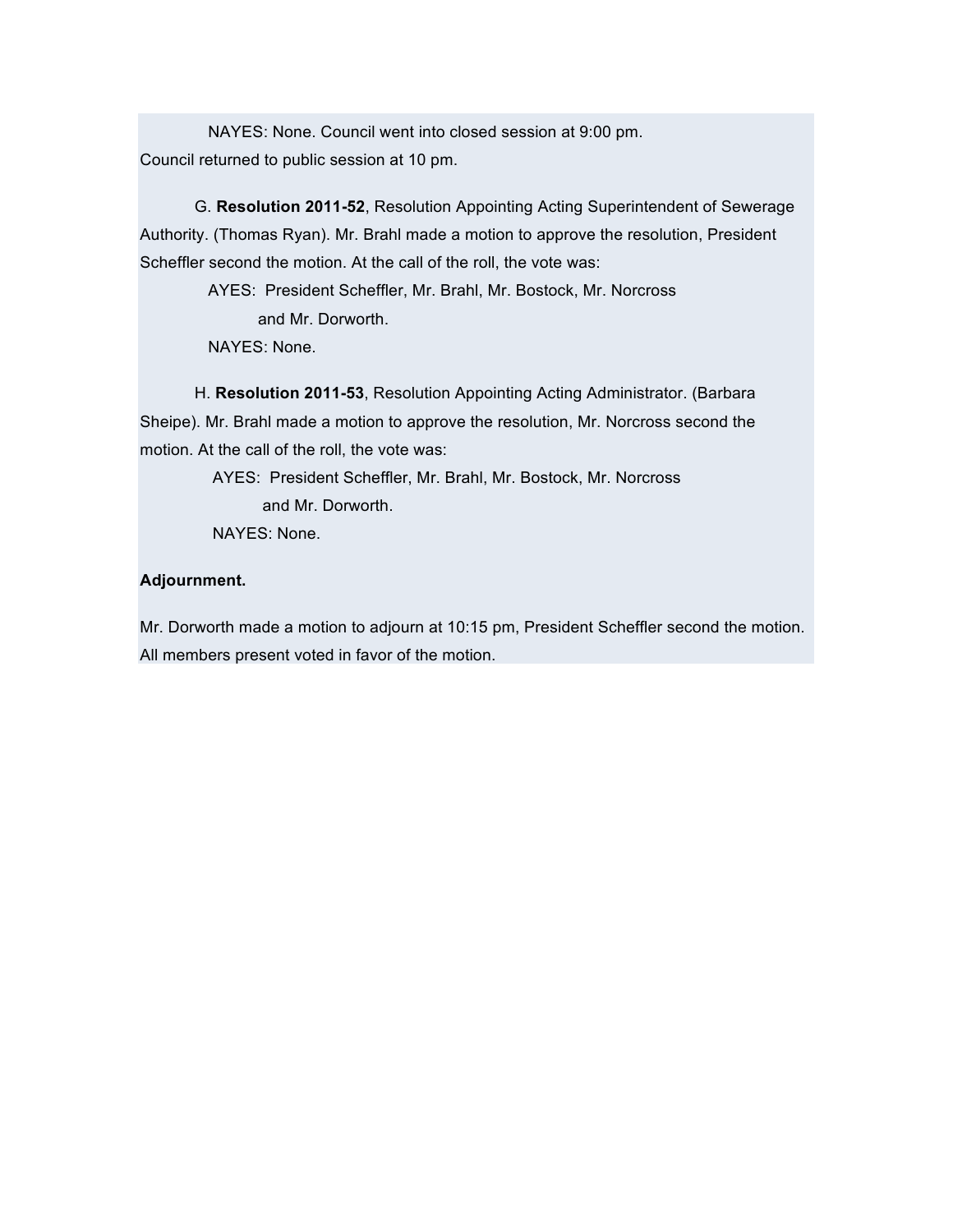NAYES: None. Council went into closed session at 9:00 pm.
Council returned to public session at 10 pm.

G. **Resolution 2011-52**, Resolution Appointing Acting Superintendent of Sewerage Authority. (Thomas Ryan). Mr. Brahl made a motion to approve the resolution, President Scheffler second the motion. At the call of the roll, the vote was:

AYES: President Scheffler, Mr. Brahl, Mr. Bostock, Mr. Norcross and Mr. Dorworth.
NAYES: None.

H. **Resolution 2011-53**, Resolution Appointing Acting Administrator. (Barbara Sheipe). Mr. Brahl made a motion to approve the resolution, Mr. Norcross second the motion. At the call of the roll, the vote was:

AYES: President Scheffler, Mr. Brahl, Mr. Bostock, Mr. Norcross and Mr. Dorworth.
NAYES: None.

**Adjournment.**

Mr. Dorworth made a motion to adjourn at 10:15 pm, President Scheffler second the motion. All members present voted in favor of the motion.